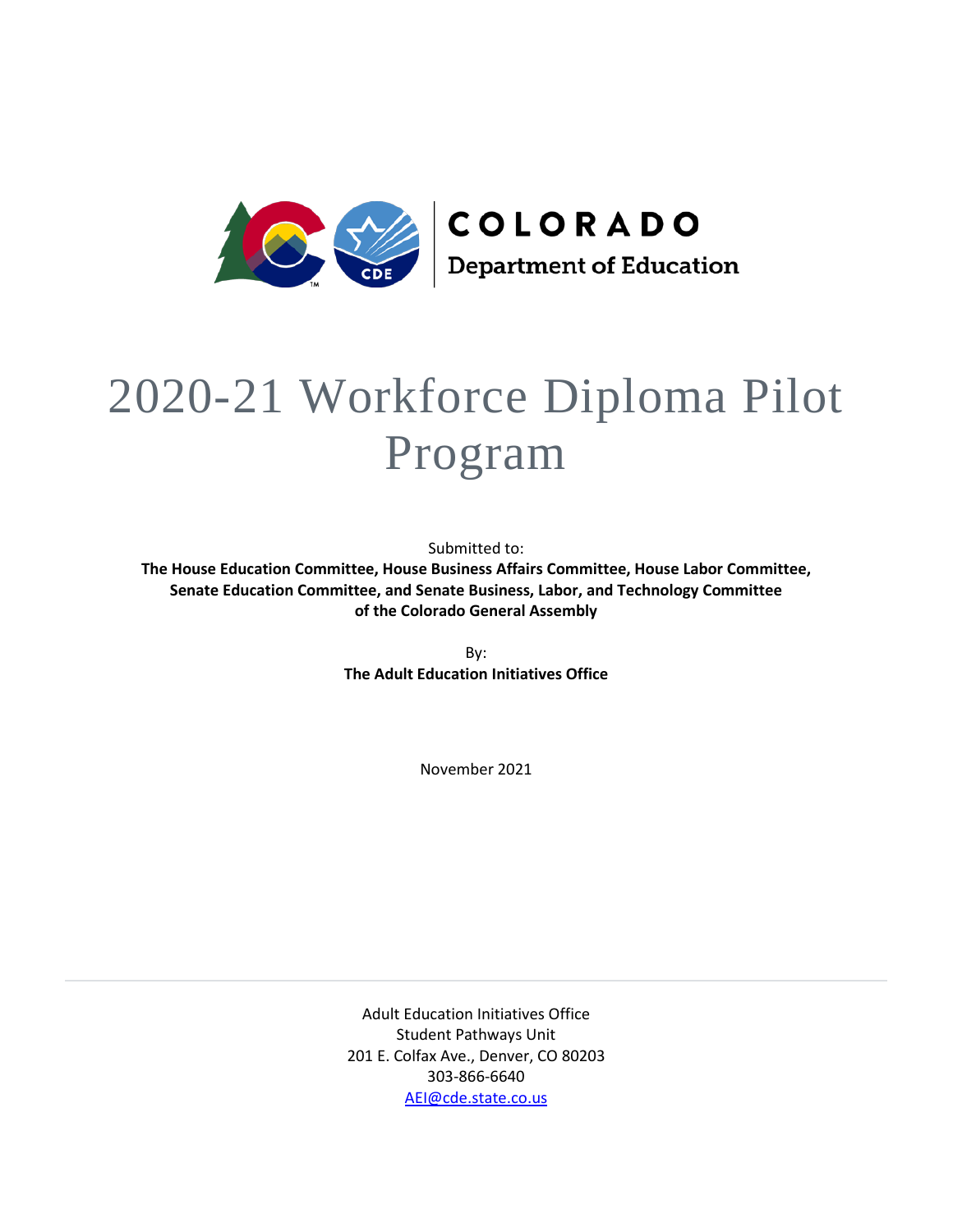COLORADO
Department of Education

# 2020-21 Workforce Diploma Pilot Program

Submitted to:

**The House Education Committee, House Business Affairs Committee, House Labor Committee, Senate Education Committee, and Senate Business, Labor, and Technology Committee of the Colorado General Assembly**

By:

**The Adult Education Initiatives Office**

November 2021

---

Adult Education Initiatives Office
Student Pathways Unit
201 E. Colfax Ave., Denver, CO 80203
303-866-6640
AEI@cde.state.co.us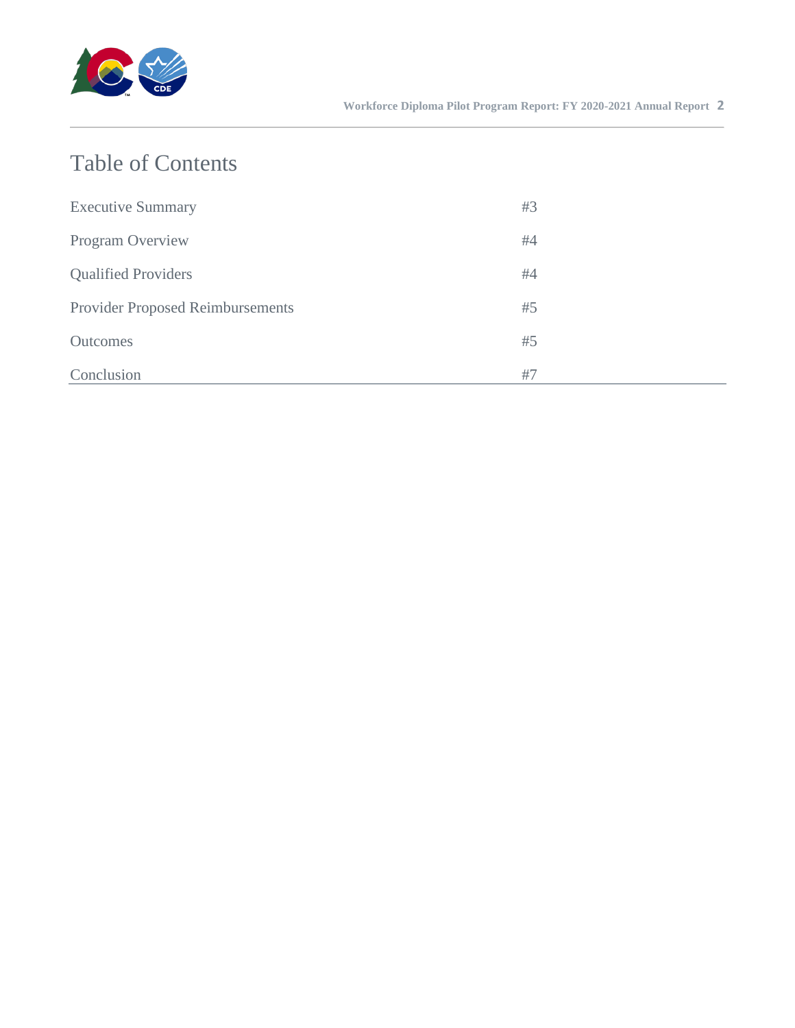# Table of Contents

| | |
|---|---|
| Executive Summary | #3 |
| Program Overview | #4 |
| Qualified Providers | #4 |
| Provider Proposed Reimbursements | #5 |
| Outcomes | #5 |
| Conclusion | #7 |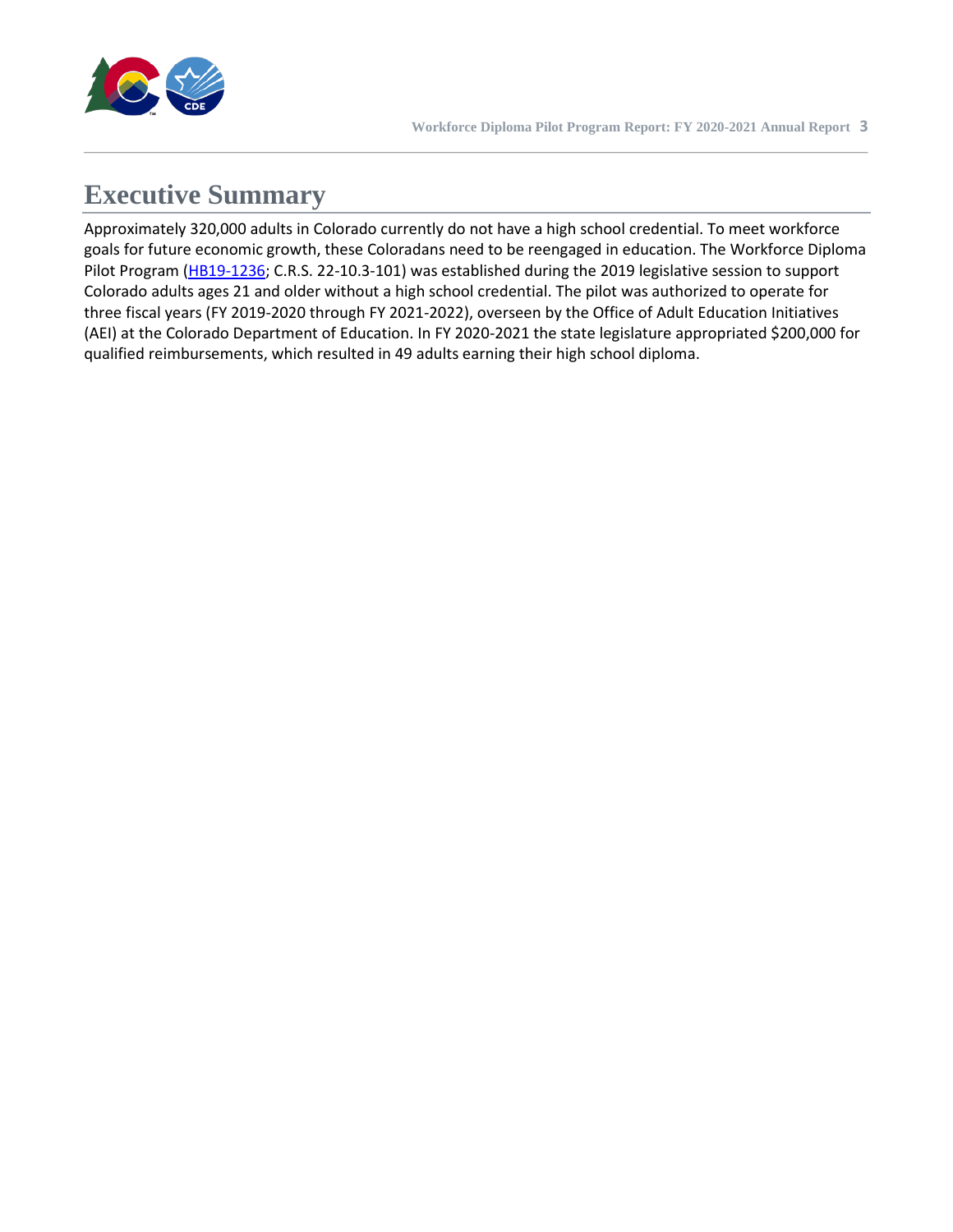# Executive Summary

Approximately 320,000 adults in Colorado currently do not have a high school credential. To meet workforce goals for future economic growth, these Coloradans need to be reengaged in education. The Workforce Diploma Pilot Program (HB19-1236; C.R.S. 22-10.3-101) was established during the 2019 legislative session to support Colorado adults ages 21 and older without a high school credential. The pilot was authorized to operate for three fiscal years (FY 2019-2020 through FY 2021-2022), overseen by the Office of Adult Education Initiatives (AEI) at the Colorado Department of Education. In FY 2020-2021 the state legislature appropriated $200,000 for qualified reimbursements, which resulted in 49 adults earning their high school diploma.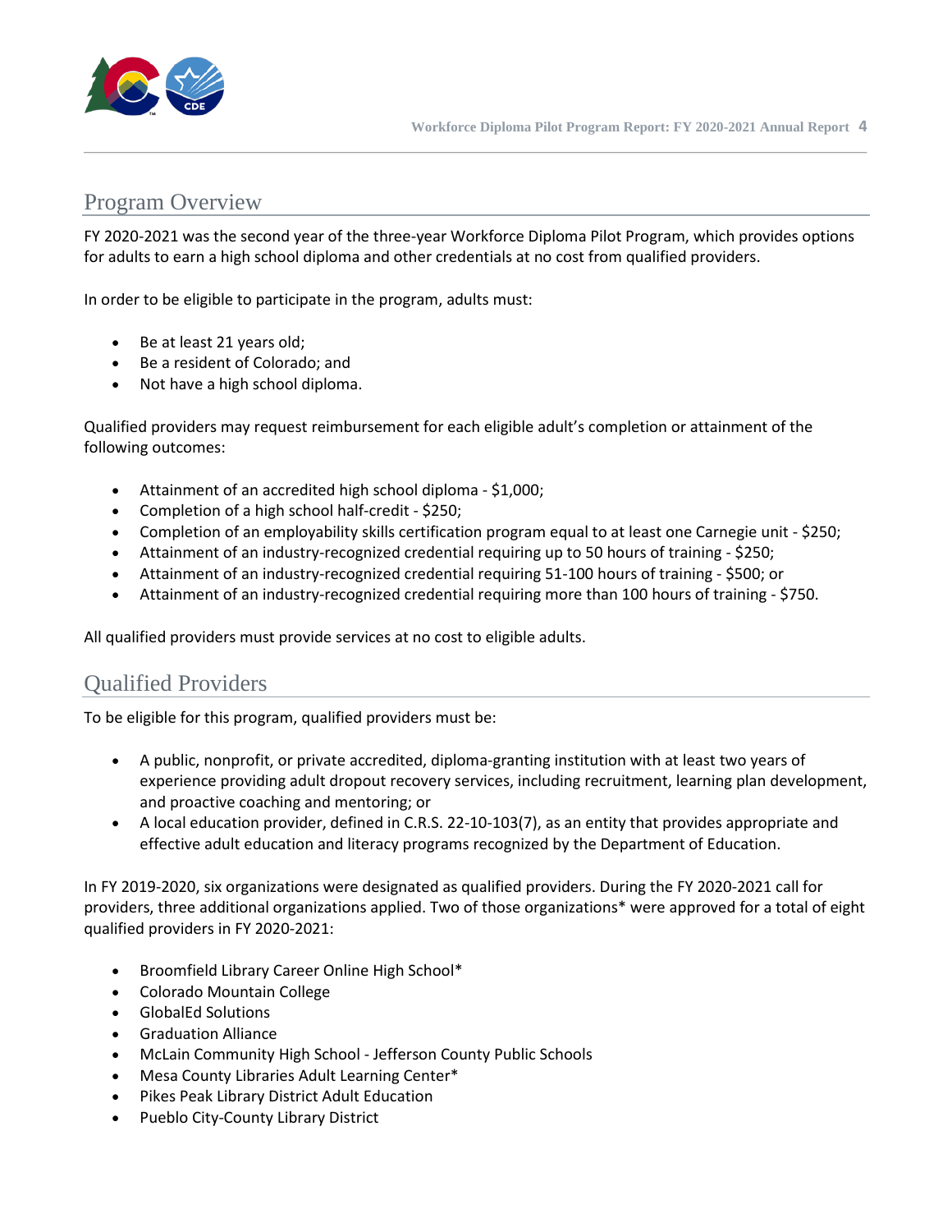## Program Overview

FY 2020-2021 was the second year of the three-year Workforce Diploma Pilot Program, which provides options for adults to earn a high school diploma and other credentials at no cost from qualified providers.

In order to be eligible to participate in the program, adults must:

- Be at least 21 years old;
- Be a resident of Colorado; and
- Not have a high school diploma.

Qualified providers may request reimbursement for each eligible adult's completion or attainment of the following outcomes:

- Attainment of an accredited high school diploma - $1,000;
- Completion of a high school half-credit - $250;
- Completion of an employability skills certification program equal to at least one Carnegie unit - $250;
- Attainment of an industry-recognized credential requiring up to 50 hours of training - $250;
- Attainment of an industry-recognized credential requiring 51-100 hours of training - $500; or
- Attainment of an industry-recognized credential requiring more than 100 hours of training - $750.

All qualified providers must provide services at no cost to eligible adults.

## Qualified Providers

To be eligible for this program, qualified providers must be:

- A public, nonprofit, or private accredited, diploma-granting institution with at least two years of experience providing adult dropout recovery services, including recruitment, learning plan development, and proactive coaching and mentoring; or
- A local education provider, defined in C.R.S. 22-10-103(7), as an entity that provides appropriate and effective adult education and literacy programs recognized by the Department of Education.

In FY 2019-2020, six organizations were designated as qualified providers. During the FY 2020-2021 call for providers, three additional organizations applied. Two of those organizations* were approved for a total of eight qualified providers in FY 2020-2021:

- Broomfield Library Career Online High School*
- Colorado Mountain College
- GlobalEd Solutions
- Graduation Alliance
- McLain Community High School - Jefferson County Public Schools
- Mesa County Libraries Adult Learning Center*
- Pikes Peak Library District Adult Education
- Pueblo City-County Library District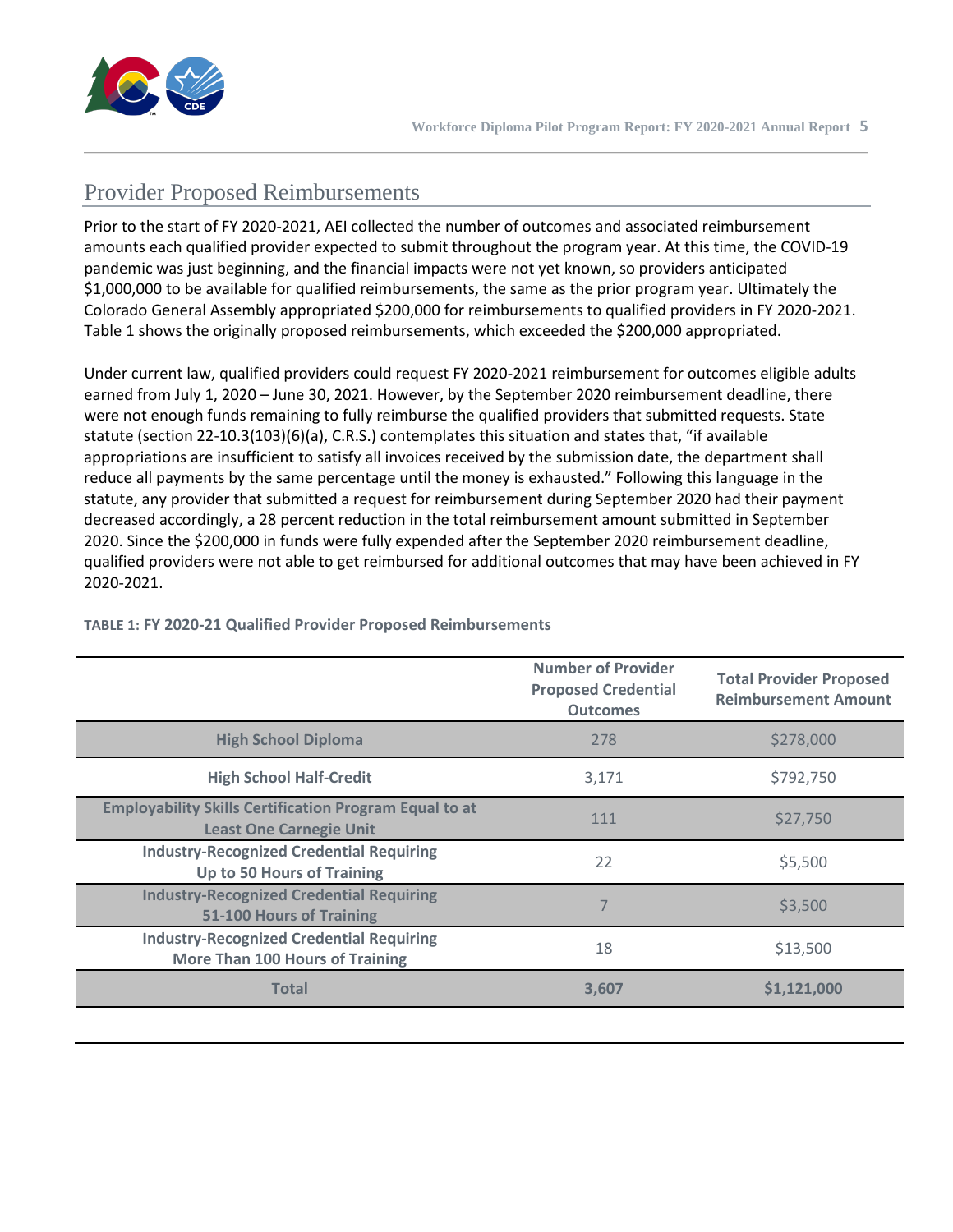## Provider Proposed Reimbursements

Prior to the start of FY 2020-2021, AEI collected the number of outcomes and associated reimbursement amounts each qualified provider expected to submit throughout the program year. At this time, the COVID-19 pandemic was just beginning, and the financial impacts were not yet known, so providers anticipated $1,000,000 to be available for qualified reimbursements, the same as the prior program year. Ultimately the Colorado General Assembly appropriated $200,000 for reimbursements to qualified providers in FY 2020-2021. Table 1 shows the originally proposed reimbursements, which exceeded the $200,000 appropriated.

Under current law, qualified providers could request FY 2020-2021 reimbursement for outcomes eligible adults earned from July 1, 2020 – June 30, 2021. However, by the September 2020 reimbursement deadline, there were not enough funds remaining to fully reimburse the qualified providers that submitted requests. State statute (section 22-10.3(103)(6)(a), C.R.S.) contemplates this situation and states that, "if available appropriations are insufficient to satisfy all invoices received by the submission date, the department shall reduce all payments by the same percentage until the money is exhausted." Following this language in the statute, any provider that submitted a request for reimbursement during September 2020 had their payment decreased accordingly, a 28 percent reduction in the total reimbursement amount submitted in September 2020. Since the $200,000 in funds were fully expended after the September 2020 reimbursement deadline, qualified providers were not able to get reimbursed for additional outcomes that may have been achieved in FY 2020-2021.

**TABLE 1: FY 2020-21 Qualified Provider Proposed Reimbursements**

| | Number of Provider Proposed Credential Outcomes | Total Provider Proposed Reimbursement Amount |
|---|---|---|
| **High School Diploma** | 278 | $278,000 |
| **High School Half-Credit** | 3,171 | $792,750 |
| **Employability Skills Certification Program Equal to at Least One Carnegie Unit** | 111 | $27,750 |
| **Industry-Recognized Credential Requiring Up to 50 Hours of Training** | 22 | $5,500 |
| **Industry-Recognized Credential Requiring 51-100 Hours of Training** | 7 | $3,500 |
| **Industry-Recognized Credential Requiring More Than 100 Hours of Training** | 18 | $13,500 |
| **Total** | **3,607** | **$1,121,000** |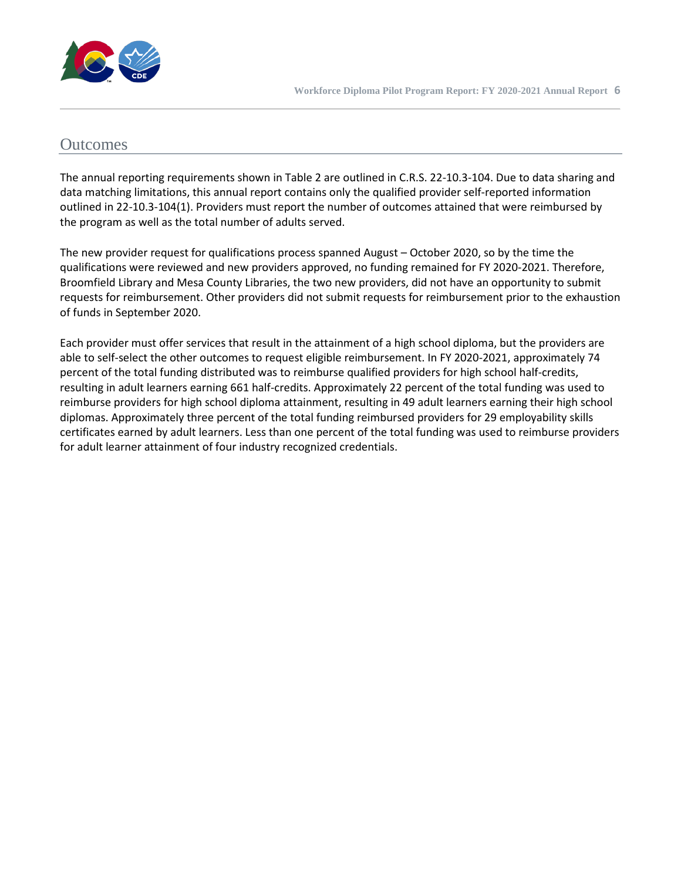## Outcomes

The annual reporting requirements shown in Table 2 are outlined in C.R.S. 22-10.3-104. Due to data sharing and data matching limitations, this annual report contains only the qualified provider self-reported information outlined in 22-10.3-104(1). Providers must report the number of outcomes attained that were reimbursed by the program as well as the total number of adults served.

The new provider request for qualifications process spanned August – October 2020, so by the time the qualifications were reviewed and new providers approved, no funding remained for FY 2020-2021. Therefore, Broomfield Library and Mesa County Libraries, the two new providers, did not have an opportunity to submit requests for reimbursement. Other providers did not submit requests for reimbursement prior to the exhaustion of funds in September 2020.

Each provider must offer services that result in the attainment of a high school diploma, but the providers are able to self-select the other outcomes to request eligible reimbursement. In FY 2020-2021, approximately 74 percent of the total funding distributed was to reimburse qualified providers for high school half-credits, resulting in adult learners earning 661 half-credits. Approximately 22 percent of the total funding was used to reimburse providers for high school diploma attainment, resulting in 49 adult learners earning their high school diplomas. Approximately three percent of the total funding reimbursed providers for 29 employability skills certificates earned by adult learners. Less than one percent of the total funding was used to reimburse providers for adult learner attainment of four industry recognized credentials.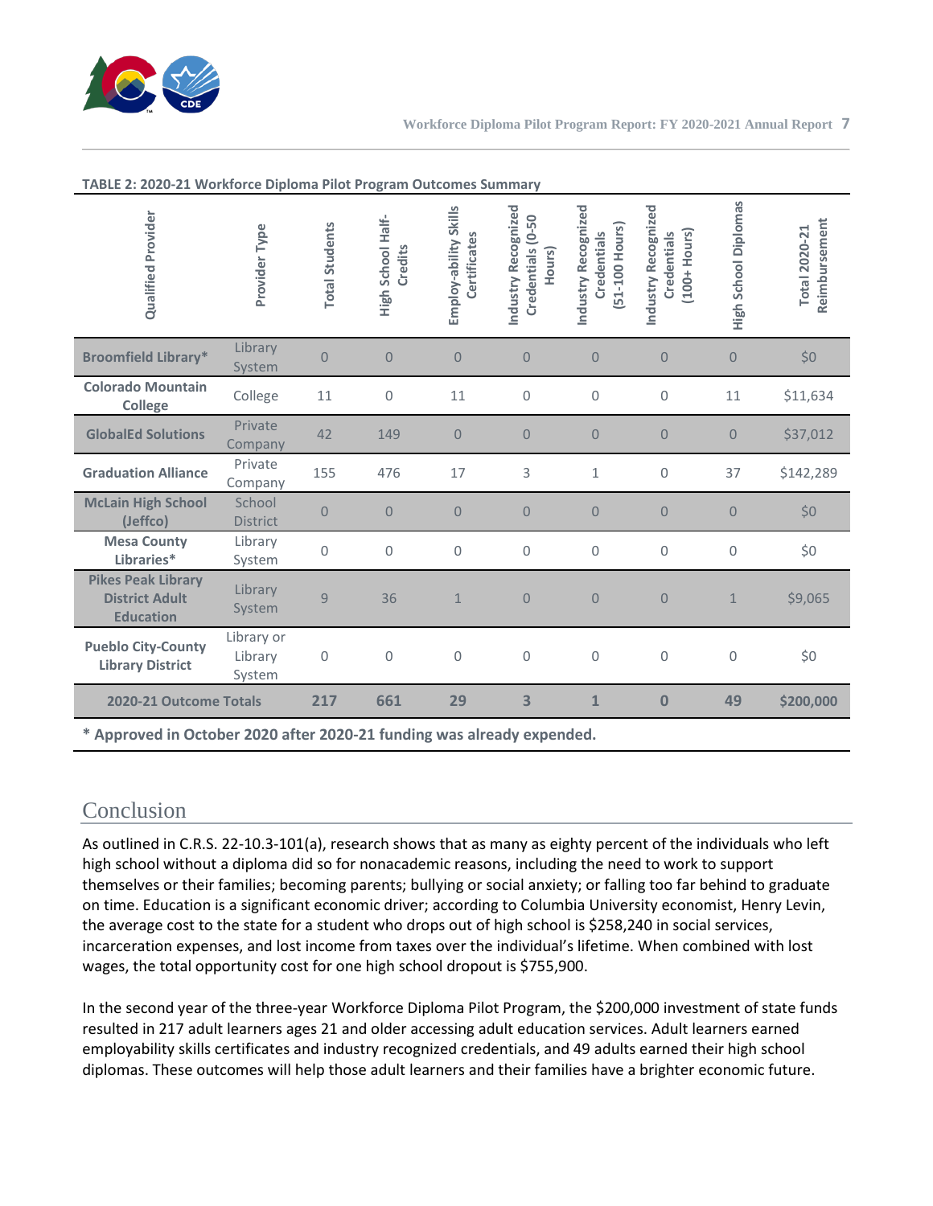**TABLE 2: 2020-21 Workforce Diploma Pilot Program Outcomes Summary**

| Qualified Provider | Provider Type | Total Students | High School Half-Credits | Employ-ability Skills Certificates | Industry Recognized Credentials (0-50 Hours) | Industry Recognized Credentials (51-100 Hours) | Industry Recognized Credentials (100+ Hours) | High School Diplomas | Total 2020-21 Reimbursement |
|---|---|---|---|---|---|---|---|---|---|
| **Broomfield Library*** | Library System | 0 | 0 | 0 | 0 | 0 | 0 | 0 | $0 |
| **Colorado Mountain College** | College | 11 | 0 | 11 | 0 | 0 | 0 | 11 | $11,634 |
| **GlobalEd Solutions** | Private Company | 42 | 149 | 0 | 0 | 0 | 0 | 0 | $37,012 |
| **Graduation Alliance** | Private Company | 155 | 476 | 17 | 3 | 1 | 0 | 37 | $142,289 |
| **McLain High School (Jeffco)** | School District | 0 | 0 | 0 | 0 | 0 | 0 | 0 | $0 |
| **Mesa County Libraries*** | Library System | 0 | 0 | 0 | 0 | 0 | 0 | 0 | $0 |
| **Pikes Peak Library District Adult Education** | Library System | 9 | 36 | 1 | 0 | 0 | 0 | 1 | $9,065 |
| **Pueblo City-County Library District** | Library or Library System | 0 | 0 | 0 | 0 | 0 | 0 | 0 | $0 |
| **2020-21 Outcome Totals** | | **217** | **661** | **29** | **3** | **1** | **0** | **49** | **$200,000** |

**\* Approved in October 2020 after 2020-21 funding was already expended.**

## Conclusion

As outlined in C.R.S. 22-10.3-101(a), research shows that as many as eighty percent of the individuals who left high school without a diploma did so for nonacademic reasons, including the need to work to support themselves or their families; becoming parents; bullying or social anxiety; or falling too far behind to graduate on time. Education is a significant economic driver; according to Columbia University economist, Henry Levin, the average cost to the state for a student who drops out of high school is $258,240 in social services, incarceration expenses, and lost income from taxes over the individual's lifetime. When combined with lost wages, the total opportunity cost for one high school dropout is $755,900.

In the second year of the three-year Workforce Diploma Pilot Program, the $200,000 investment of state funds resulted in 217 adult learners ages 21 and older accessing adult education services. Adult learners earned employability skills certificates and industry recognized credentials, and 49 adults earned their high school diplomas. These outcomes will help those adult learners and their families have a brighter economic future.